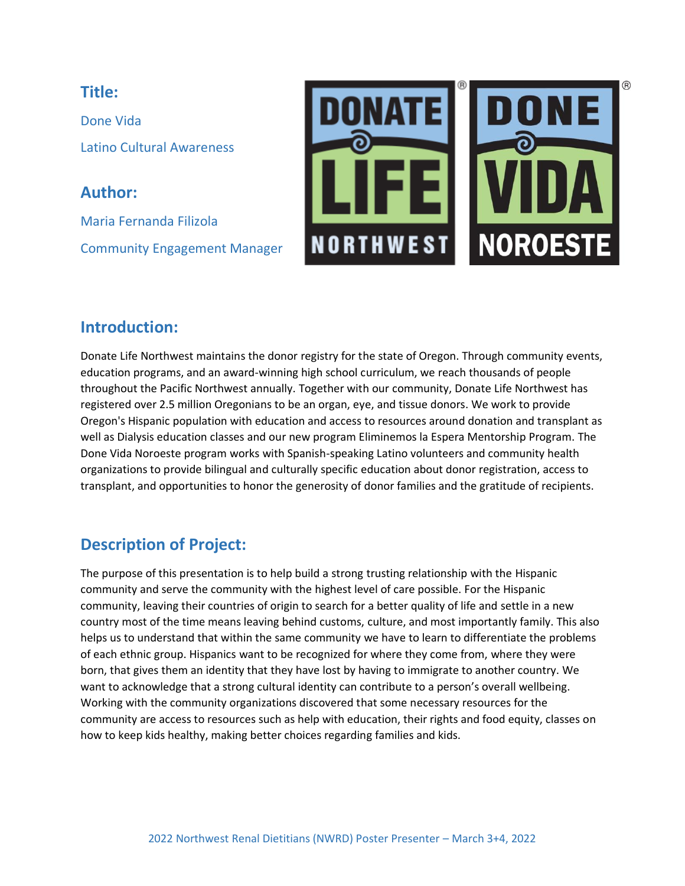## Title:

Done Vida

Latino Cultural Awareness

## Author:

Maria Fernanda Filizola

Community Engagement Manager

## Introduction:

Donate Life Northwest maintains the donor registry for the state of Oregon. Through community events, education programs, and an award-winning high school curriculum, we reach thousands of people throughout the Pacific Northwest annually. Together with our community, Donate Life Northwest has registered over 2.5 million Oregonians to be an organ, eye, and tissue donors. We work to provide Oregon's Hispanic population with education and access to resources around donation and transplant as well as Dialysis education classes and our new program Eliminemos la Espera Mentorship Program. The Done Vida Noroeste program works with Spanish-speaking Latino volunteers and community health organizations to provide bilingual and culturally specific education about donor registration, access to transplant, and opportunities to honor the generosity of donor families and the gratitude of recipients.

## Description of Project:

The purpose of this presentation is to help build a strong trusting relationship with the Hispanic community and serve the community with the highest level of care possible. For the Hispanic community, leaving their countries of origin to search for a better quality of life and settle in a new country most of the time means leaving behind customs, culture, and most importantly family. This also helps us to understand that within the same community we have to learn to differentiate the problems of each ethnic group. Hispanics want to be recognized for where they come from, where they were born, that gives them an identity that they have lost by having to immigrate to another country. We want to acknowledge that a strong cultural identity can contribute to a person's overall wellbeing. Working with the community organizations discovered that some necessary resources for the community are access to resources such as help with education, their rights and food equity, classes on how to keep kids healthy, making better choices regarding families and kids.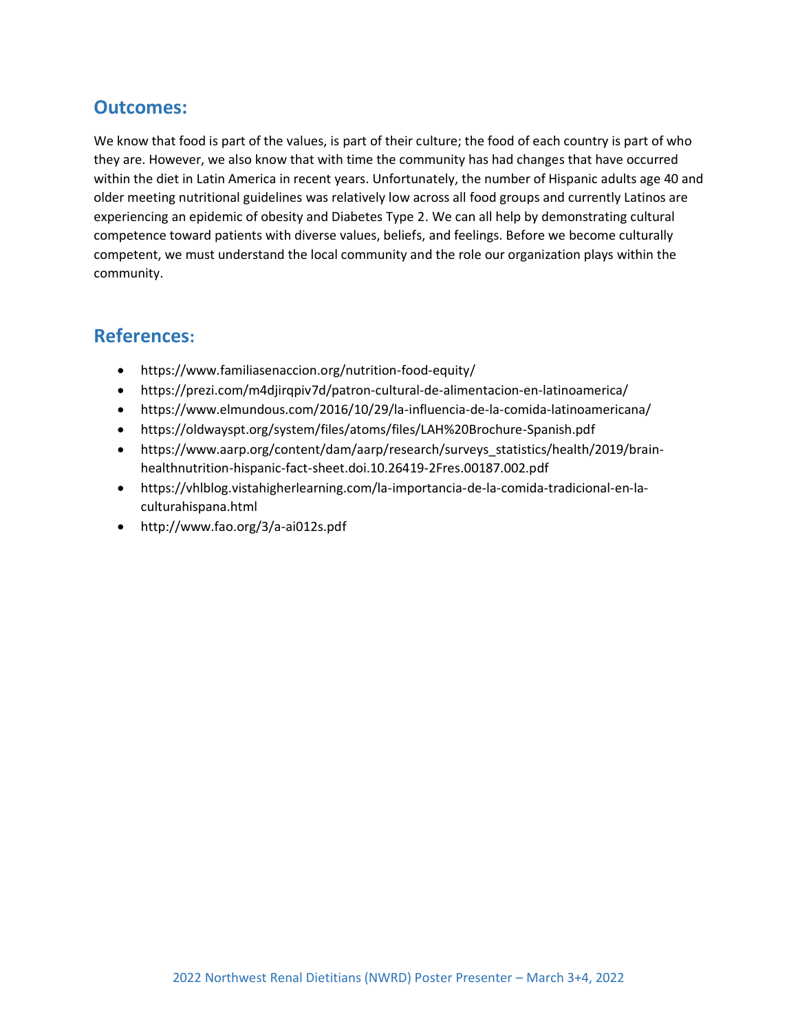## Outcomes:

We know that food is part of the values, is part of their culture; the food of each country is part of who they are. However, we also know that with time the community has had changes that have occurred within the diet in Latin America in recent years. Unfortunately, the number of Hispanic adults age 40 and older meeting nutritional guidelines was relatively low across all food groups and currently Latinos are experiencing an epidemic of obesity and Diabetes Type 2. We can all help by demonstrating cultural competence toward patients with diverse values, beliefs, and feelings. Before we become culturally competent, we must understand the local community and the role our organization plays within the community.

## References:

- https://www.familiasenaccion.org/nutrition-food-equity/
- https://prezi.com/m4djirqpiv7d/patron-cultural-de-alimentacion-en-latinoamerica/
- https://www.elmundous.com/2016/10/29/la-influencia-de-la-comida-latinoamericana/
- https://oldwayspt.org/system/files/atoms/files/LAH%20Brochure-Spanish.pdf
- https://www.aarp.org/content/dam/aarp/research/surveys_statistics/health/2019/brain-healthnutrition-hispanic-fact-sheet.doi.10.26419-2Fres.00187.002.pdf
- https://vhlblog.vistahigherlearning.com/la-importancia-de-la-comida-tradicional-en-la-culturahispana.html
- http://www.fao.org/3/a-ai012s.pdf